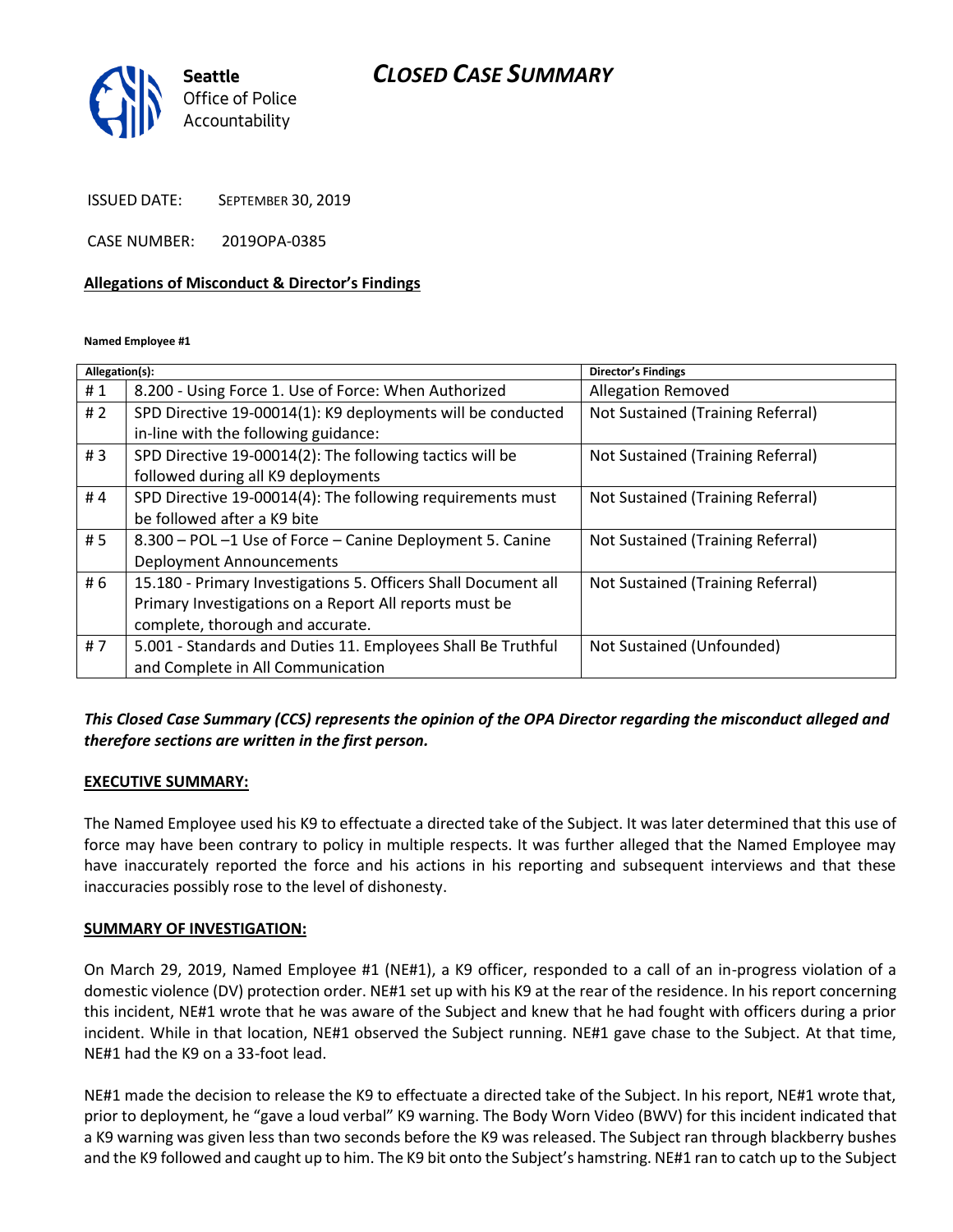Seattle Office of Police Accountability

# CLOSED CASE SUMMARY

ISSUED DATE: SEPTEMBER 30, 2019

CASE NUMBER: 2019OPA-0385

## Allegations of Misconduct & Director's Findings

**Named Employee #1**

| Allegation(s): | | Director's Findings |
|---|---|---|
| # 1 | 8.200 - Using Force 1. Use of Force: When Authorized | Allegation Removed |
| # 2 | SPD Directive 19-00014(1): K9 deployments will be conducted in-line with the following guidance: | Not Sustained (Training Referral) |
| # 3 | SPD Directive 19-00014(2): The following tactics will be followed during all K9 deployments | Not Sustained (Training Referral) |
| # 4 | SPD Directive 19-00014(4): The following requirements must be followed after a K9 bite | Not Sustained (Training Referral) |
| # 5 | 8.300 – POL –1 Use of Force – Canine Deployment 5. Canine Deployment Announcements | Not Sustained (Training Referral) |
| # 6 | 15.180 - Primary Investigations 5. Officers Shall Document all Primary Investigations on a Report All reports must be complete, thorough and accurate. | Not Sustained (Training Referral) |
| # 7 | 5.001 - Standards and Duties 11. Employees Shall Be Truthful and Complete in All Communication | Not Sustained (Unfounded) |

***This Closed Case Summary (CCS) represents the opinion of the OPA Director regarding the misconduct alleged and therefore sections are written in the first person.***

**EXECUTIVE SUMMARY:**

The Named Employee used his K9 to effectuate a directed take of the Subject. It was later determined that this use of force may have been contrary to policy in multiple respects. It was further alleged that the Named Employee may have inaccurately reported the force and his actions in his reporting and subsequent interviews and that these inaccuracies possibly rose to the level of dishonesty.

**SUMMARY OF INVESTIGATION:**

On March 29, 2019, Named Employee #1 (NE#1), a K9 officer, responded to a call of an in-progress violation of a domestic violence (DV) protection order. NE#1 set up with his K9 at the rear of the residence. In his report concerning this incident, NE#1 wrote that he was aware of the Subject and knew that he had fought with officers during a prior incident. While in that location, NE#1 observed the Subject running. NE#1 gave chase to the Subject. At that time, NE#1 had the K9 on a 33-foot lead.

NE#1 made the decision to release the K9 to effectuate a directed take of the Subject. In his report, NE#1 wrote that, prior to deployment, he "gave a loud verbal" K9 warning. The Body Worn Video (BWV) for this incident indicated that a K9 warning was given less than two seconds before the K9 was released. The Subject ran through blackberry bushes and the K9 followed and caught up to him. The K9 bit onto the Subject's hamstring. NE#1 ran to catch up to the Subject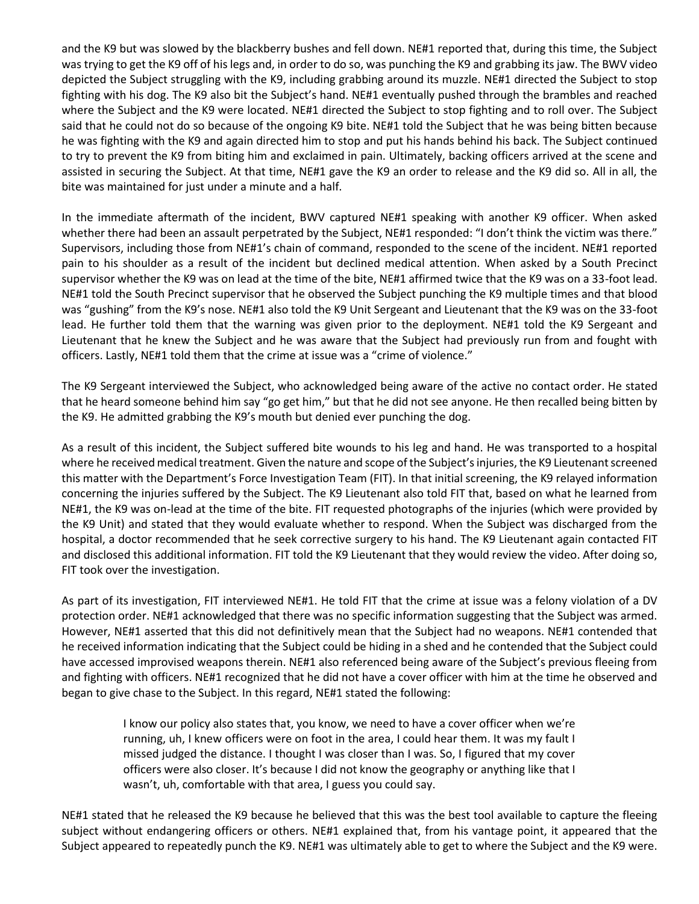and the K9 but was slowed by the blackberry bushes and fell down. NE#1 reported that, during this time, the Subject was trying to get the K9 off of his legs and, in order to do so, was punching the K9 and grabbing its jaw. The BWV video depicted the Subject struggling with the K9, including grabbing around its muzzle. NE#1 directed the Subject to stop fighting with his dog. The K9 also bit the Subject's hand. NE#1 eventually pushed through the brambles and reached where the Subject and the K9 were located. NE#1 directed the Subject to stop fighting and to roll over. The Subject said that he could not do so because of the ongoing K9 bite. NE#1 told the Subject that he was being bitten because he was fighting with the K9 and again directed him to stop and put his hands behind his back. The Subject continued to try to prevent the K9 from biting him and exclaimed in pain. Ultimately, backing officers arrived at the scene and assisted in securing the Subject. At that time, NE#1 gave the K9 an order to release and the K9 did so. All in all, the bite was maintained for just under a minute and a half.

In the immediate aftermath of the incident, BWV captured NE#1 speaking with another K9 officer. When asked whether there had been an assault perpetrated by the Subject, NE#1 responded: "I don't think the victim was there." Supervisors, including those from NE#1's chain of command, responded to the scene of the incident. NE#1 reported pain to his shoulder as a result of the incident but declined medical attention. When asked by a South Precinct supervisor whether the K9 was on lead at the time of the bite, NE#1 affirmed twice that the K9 was on a 33-foot lead. NE#1 told the South Precinct supervisor that he observed the Subject punching the K9 multiple times and that blood was "gushing" from the K9's nose. NE#1 also told the K9 Unit Sergeant and Lieutenant that the K9 was on the 33-foot lead. He further told them that the warning was given prior to the deployment. NE#1 told the K9 Sergeant and Lieutenant that he knew the Subject and he was aware that the Subject had previously run from and fought with officers. Lastly, NE#1 told them that the crime at issue was a "crime of violence."

The K9 Sergeant interviewed the Subject, who acknowledged being aware of the active no contact order. He stated that he heard someone behind him say "go get him," but that he did not see anyone. He then recalled being bitten by the K9. He admitted grabbing the K9's mouth but denied ever punching the dog.

As a result of this incident, the Subject suffered bite wounds to his leg and hand. He was transported to a hospital where he received medical treatment. Given the nature and scope of the Subject's injuries, the K9 Lieutenant screened this matter with the Department's Force Investigation Team (FIT). In that initial screening, the K9 relayed information concerning the injuries suffered by the Subject. The K9 Lieutenant also told FIT that, based on what he learned from NE#1, the K9 was on-lead at the time of the bite. FIT requested photographs of the injuries (which were provided by the K9 Unit) and stated that they would evaluate whether to respond. When the Subject was discharged from the hospital, a doctor recommended that he seek corrective surgery to his hand. The K9 Lieutenant again contacted FIT and disclosed this additional information. FIT told the K9 Lieutenant that they would review the video. After doing so, FIT took over the investigation.

As part of its investigation, FIT interviewed NE#1. He told FIT that the crime at issue was a felony violation of a DV protection order. NE#1 acknowledged that there was no specific information suggesting that the Subject was armed. However, NE#1 asserted that this did not definitively mean that the Subject had no weapons. NE#1 contended that he received information indicating that the Subject could be hiding in a shed and he contended that the Subject could have accessed improvised weapons therein. NE#1 also referenced being aware of the Subject's previous fleeing from and fighting with officers. NE#1 recognized that he did not have a cover officer with him at the time he observed and began to give chase to the Subject. In this regard, NE#1 stated the following:

> I know our policy also states that, you know, we need to have a cover officer when we're running, uh, I knew officers were on foot in the area, I could hear them. It was my fault I missed judged the distance. I thought I was closer than I was. So, I figured that my cover officers were also closer. It's because I did not know the geography or anything like that I wasn't, uh, comfortable with that area, I guess you could say.

NE#1 stated that he released the K9 because he believed that this was the best tool available to capture the fleeing subject without endangering officers or others. NE#1 explained that, from his vantage point, it appeared that the Subject appeared to repeatedly punch the K9. NE#1 was ultimately able to get to where the Subject and the K9 were.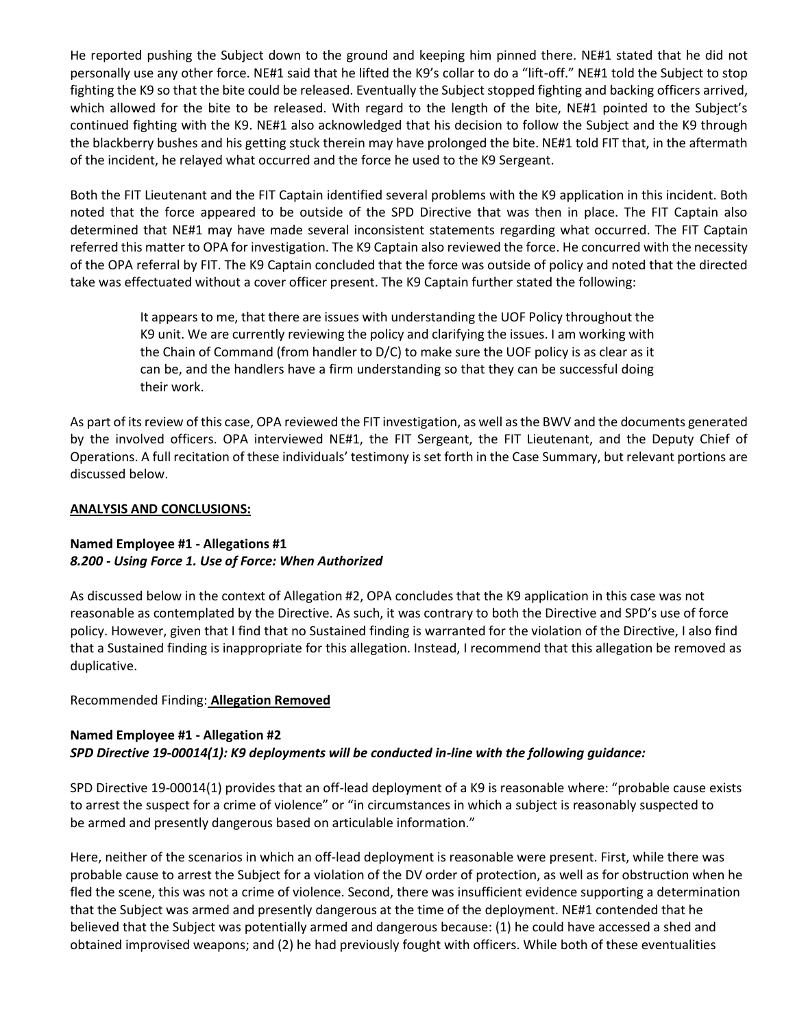He reported pushing the Subject down to the ground and keeping him pinned there. NE#1 stated that he did not personally use any other force. NE#1 said that he lifted the K9's collar to do a "lift-off." NE#1 told the Subject to stop fighting the K9 so that the bite could be released. Eventually the Subject stopped fighting and backing officers arrived, which allowed for the bite to be released. With regard to the length of the bite, NE#1 pointed to the Subject's continued fighting with the K9. NE#1 also acknowledged that his decision to follow the Subject and the K9 through the blackberry bushes and his getting stuck therein may have prolonged the bite. NE#1 told FIT that, in the aftermath of the incident, he relayed what occurred and the force he used to the K9 Sergeant.

Both the FIT Lieutenant and the FIT Captain identified several problems with the K9 application in this incident. Both noted that the force appeared to be outside of the SPD Directive that was then in place. The FIT Captain also determined that NE#1 may have made several inconsistent statements regarding what occurred. The FIT Captain referred this matter to OPA for investigation. The K9 Captain also reviewed the force. He concurred with the necessity of the OPA referral by FIT. The K9 Captain concluded that the force was outside of policy and noted that the directed take was effectuated without a cover officer present. The K9 Captain further stated the following:

> It appears to me, that there are issues with understanding the UOF Policy throughout the K9 unit. We are currently reviewing the policy and clarifying the issues. I am working with the Chain of Command (from handler to D/C) to make sure the UOF policy is as clear as it can be, and the handlers have a firm understanding so that they can be successful doing their work.

As part of its review of this case, OPA reviewed the FIT investigation, as well as the BWV and the documents generated by the involved officers. OPA interviewed NE#1, the FIT Sergeant, the FIT Lieutenant, and the Deputy Chief of Operations. A full recitation of these individuals' testimony is set forth in the Case Summary, but relevant portions are discussed below.

## ANALYSIS AND CONCLUSIONS:

**Named Employee #1 - Allegations #1**
***8.200 - Using Force 1. Use of Force: When Authorized***

As discussed below in the context of Allegation #2, OPA concludes that the K9 application in this case was not reasonable as contemplated by the Directive. As such, it was contrary to both the Directive and SPD's use of force policy. However, given that I find that no Sustained finding is warranted for the violation of the Directive, I also find that a Sustained finding is inappropriate for this allegation. Instead, I recommend that this allegation be removed as duplicative.

Recommended Finding: **Allegation Removed**

**Named Employee #1 - Allegation #2**
***SPD Directive 19-00014(1): K9 deployments will be conducted in-line with the following guidance:***

SPD Directive 19-00014(1) provides that an off-lead deployment of a K9 is reasonable where: "probable cause exists to arrest the suspect for a crime of violence" or "in circumstances in which a subject is reasonably suspected to be armed and presently dangerous based on articulable information."

Here, neither of the scenarios in which an off-lead deployment is reasonable were present. First, while there was probable cause to arrest the Subject for a violation of the DV order of protection, as well as for obstruction when he fled the scene, this was not a crime of violence. Second, there was insufficient evidence supporting a determination that the Subject was armed and presently dangerous at the time of the deployment. NE#1 contended that he believed that the Subject was potentially armed and dangerous because: (1) he could have accessed a shed and obtained improvised weapons; and (2) he had previously fought with officers. While both of these eventualities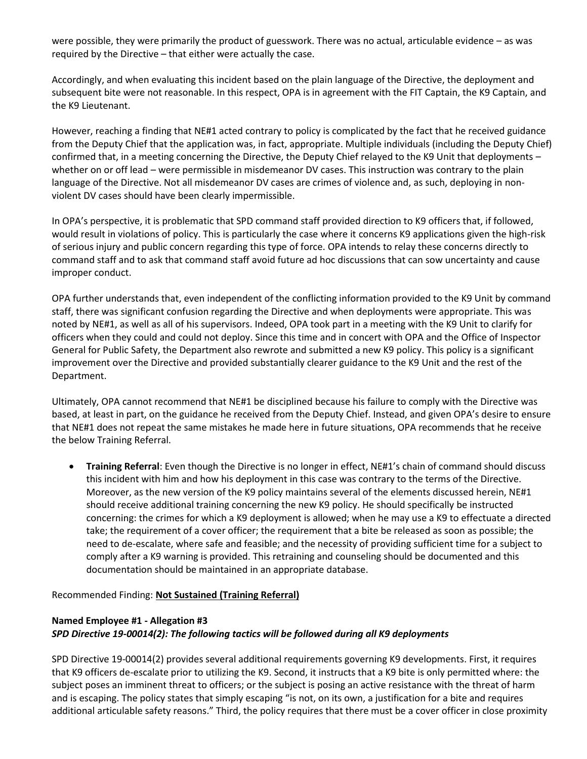were possible, they were primarily the product of guesswork. There was no actual, articulable evidence – as was required by the Directive – that either were actually the case.

Accordingly, and when evaluating this incident based on the plain language of the Directive, the deployment and subsequent bite were not reasonable. In this respect, OPA is in agreement with the FIT Captain, the K9 Captain, and the K9 Lieutenant.

However, reaching a finding that NE#1 acted contrary to policy is complicated by the fact that he received guidance from the Deputy Chief that the application was, in fact, appropriate. Multiple individuals (including the Deputy Chief) confirmed that, in a meeting concerning the Directive, the Deputy Chief relayed to the K9 Unit that deployments – whether on or off lead – were permissible in misdemeanor DV cases. This instruction was contrary to the plain language of the Directive. Not all misdemeanor DV cases are crimes of violence and, as such, deploying in non-violent DV cases should have been clearly impermissible.

In OPA's perspective, it is problematic that SPD command staff provided direction to K9 officers that, if followed, would result in violations of policy. This is particularly the case where it concerns K9 applications given the high-risk of serious injury and public concern regarding this type of force. OPA intends to relay these concerns directly to command staff and to ask that command staff avoid future ad hoc discussions that can sow uncertainty and cause improper conduct.

OPA further understands that, even independent of the conflicting information provided to the K9 Unit by command staff, there was significant confusion regarding the Directive and when deployments were appropriate. This was noted by NE#1, as well as all of his supervisors. Indeed, OPA took part in a meeting with the K9 Unit to clarify for officers when they could and could not deploy. Since this time and in concert with OPA and the Office of Inspector General for Public Safety, the Department also rewrote and submitted a new K9 policy. This policy is a significant improvement over the Directive and provided substantially clearer guidance to the K9 Unit and the rest of the Department.

Ultimately, OPA cannot recommend that NE#1 be disciplined because his failure to comply with the Directive was based, at least in part, on the guidance he received from the Deputy Chief. Instead, and given OPA's desire to ensure that NE#1 does not repeat the same mistakes he made here in future situations, OPA recommends that he receive the below Training Referral.

- **Training Referral**: Even though the Directive is no longer in effect, NE#1's chain of command should discuss this incident with him and how his deployment in this case was contrary to the terms of the Directive. Moreover, as the new version of the K9 policy maintains several of the elements discussed herein, NE#1 should receive additional training concerning the new K9 policy. He should specifically be instructed concerning: the crimes for which a K9 deployment is allowed; when he may use a K9 to effectuate a directed take; the requirement of a cover officer; the requirement that a bite be released as soon as possible; the need to de-escalate, where safe and feasible; and the necessity of providing sufficient time for a subject to comply after a K9 warning is provided. This retraining and counseling should be documented and this documentation should be maintained in an appropriate database.

Recommended Finding: **Not Sustained (Training Referral)**

**Named Employee #1 - Allegation #3**
***SPD Directive 19-00014(2): The following tactics will be followed during all K9 deployments***

SPD Directive 19-00014(2) provides several additional requirements governing K9 developments. First, it requires that K9 officers de-escalate prior to utilizing the K9. Second, it instructs that a K9 bite is only permitted where: the subject poses an imminent threat to officers; or the subject is posing an active resistance with the threat of harm and is escaping. The policy states that simply escaping "is not, on its own, a justification for a bite and requires additional articulable safety reasons." Third, the policy requires that there must be a cover officer in close proximity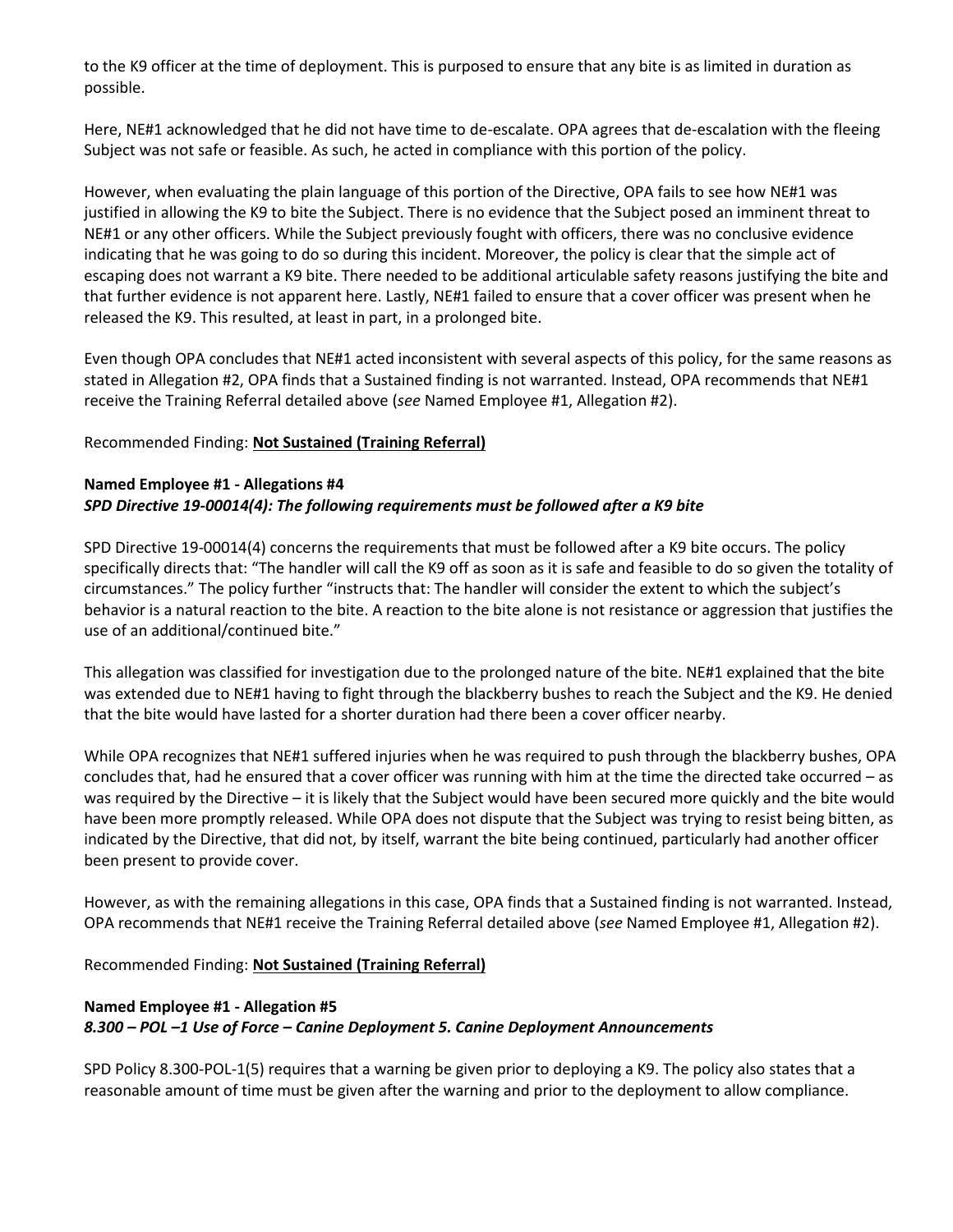to the K9 officer at the time of deployment. This is purposed to ensure that any bite is as limited in duration as possible.

Here, NE#1 acknowledged that he did not have time to de-escalate. OPA agrees that de-escalation with the fleeing Subject was not safe or feasible. As such, he acted in compliance with this portion of the policy.

However, when evaluating the plain language of this portion of the Directive, OPA fails to see how NE#1 was justified in allowing the K9 to bite the Subject. There is no evidence that the Subject posed an imminent threat to NE#1 or any other officers. While the Subject previously fought with officers, there was no conclusive evidence indicating that he was going to do so during this incident. Moreover, the policy is clear that the simple act of escaping does not warrant a K9 bite. There needed to be additional articulable safety reasons justifying the bite and that further evidence is not apparent here. Lastly, NE#1 failed to ensure that a cover officer was present when he released the K9. This resulted, at least in part, in a prolonged bite.

Even though OPA concludes that NE#1 acted inconsistent with several aspects of this policy, for the same reasons as stated in Allegation #2, OPA finds that a Sustained finding is not warranted. Instead, OPA recommends that NE#1 receive the Training Referral detailed above (*see* Named Employee #1, Allegation #2).

Recommended Finding: **Not Sustained (Training Referral)**

**Named Employee #1 - Allegations #4**
***SPD Directive 19-00014(4): The following requirements must be followed after a K9 bite***

SPD Directive 19-00014(4) concerns the requirements that must be followed after a K9 bite occurs. The policy specifically directs that: "The handler will call the K9 off as soon as it is safe and feasible to do so given the totality of circumstances." The policy further "instructs that: The handler will consider the extent to which the subject's behavior is a natural reaction to the bite. A reaction to the bite alone is not resistance or aggression that justifies the use of an additional/continued bite."

This allegation was classified for investigation due to the prolonged nature of the bite. NE#1 explained that the bite was extended due to NE#1 having to fight through the blackberry bushes to reach the Subject and the K9. He denied that the bite would have lasted for a shorter duration had there been a cover officer nearby.

While OPA recognizes that NE#1 suffered injuries when he was required to push through the blackberry bushes, OPA concludes that, had he ensured that a cover officer was running with him at the time the directed take occurred – as was required by the Directive – it is likely that the Subject would have been secured more quickly and the bite would have been more promptly released. While OPA does not dispute that the Subject was trying to resist being bitten, as indicated by the Directive, that did not, by itself, warrant the bite being continued, particularly had another officer been present to provide cover.

However, as with the remaining allegations in this case, OPA finds that a Sustained finding is not warranted. Instead, OPA recommends that NE#1 receive the Training Referral detailed above (*see* Named Employee #1, Allegation #2).

Recommended Finding: **Not Sustained (Training Referral)**

**Named Employee #1 - Allegation #5**
***8.300 – POL –1 Use of Force – Canine Deployment 5. Canine Deployment Announcements***

SPD Policy 8.300-POL-1(5) requires that a warning be given prior to deploying a K9. The policy also states that a reasonable amount of time must be given after the warning and prior to the deployment to allow compliance.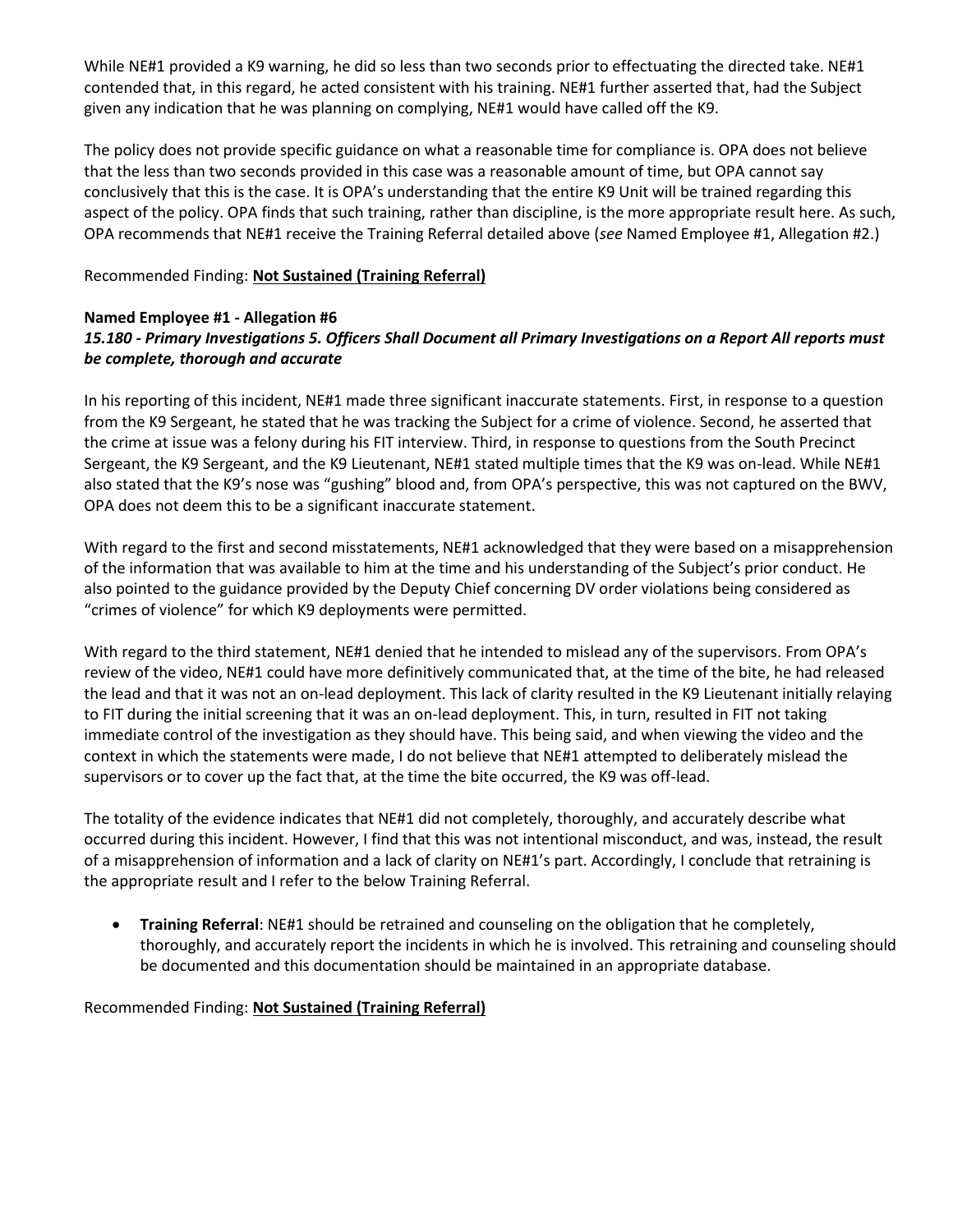While NE#1 provided a K9 warning, he did so less than two seconds prior to effectuating the directed take. NE#1 contended that, in this regard, he acted consistent with his training. NE#1 further asserted that, had the Subject given any indication that he was planning on complying, NE#1 would have called off the K9.

The policy does not provide specific guidance on what a reasonable time for compliance is. OPA does not believe that the less than two seconds provided in this case was a reasonable amount of time, but OPA cannot say conclusively that this is the case. It is OPA's understanding that the entire K9 Unit will be trained regarding this aspect of the policy. OPA finds that such training, rather than discipline, is the more appropriate result here. As such, OPA recommends that NE#1 receive the Training Referral detailed above (*see* Named Employee #1, Allegation #2.)

Recommended Finding: **Not Sustained (Training Referral)**

**Named Employee #1 - Allegation #6**
***15.180 - Primary Investigations 5. Officers Shall Document all Primary Investigations on a Report All reports must be complete, thorough and accurate***

In his reporting of this incident, NE#1 made three significant inaccurate statements. First, in response to a question from the K9 Sergeant, he stated that he was tracking the Subject for a crime of violence. Second, he asserted that the crime at issue was a felony during his FIT interview. Third, in response to questions from the South Precinct Sergeant, the K9 Sergeant, and the K9 Lieutenant, NE#1 stated multiple times that the K9 was on-lead. While NE#1 also stated that the K9's nose was "gushing" blood and, from OPA's perspective, this was not captured on the BWV, OPA does not deem this to be a significant inaccurate statement.

With regard to the first and second misstatements, NE#1 acknowledged that they were based on a misapprehension of the information that was available to him at the time and his understanding of the Subject's prior conduct. He also pointed to the guidance provided by the Deputy Chief concerning DV order violations being considered as "crimes of violence" for which K9 deployments were permitted.

With regard to the third statement, NE#1 denied that he intended to mislead any of the supervisors. From OPA's review of the video, NE#1 could have more definitively communicated that, at the time of the bite, he had released the lead and that it was not an on-lead deployment. This lack of clarity resulted in the K9 Lieutenant initially relaying to FIT during the initial screening that it was an on-lead deployment. This, in turn, resulted in FIT not taking immediate control of the investigation as they should have. This being said, and when viewing the video and the context in which the statements were made, I do not believe that NE#1 attempted to deliberately mislead the supervisors or to cover up the fact that, at the time the bite occurred, the K9 was off-lead.

The totality of the evidence indicates that NE#1 did not completely, thoroughly, and accurately describe what occurred during this incident. However, I find that this was not intentional misconduct, and was, instead, the result of a misapprehension of information and a lack of clarity on NE#1's part. Accordingly, I conclude that retraining is the appropriate result and I refer to the below Training Referral.

- **Training Referral**: NE#1 should be retrained and counseling on the obligation that he completely, thoroughly, and accurately report the incidents in which he is involved. This retraining and counseling should be documented and this documentation should be maintained in an appropriate database.

Recommended Finding: **Not Sustained (Training Referral)**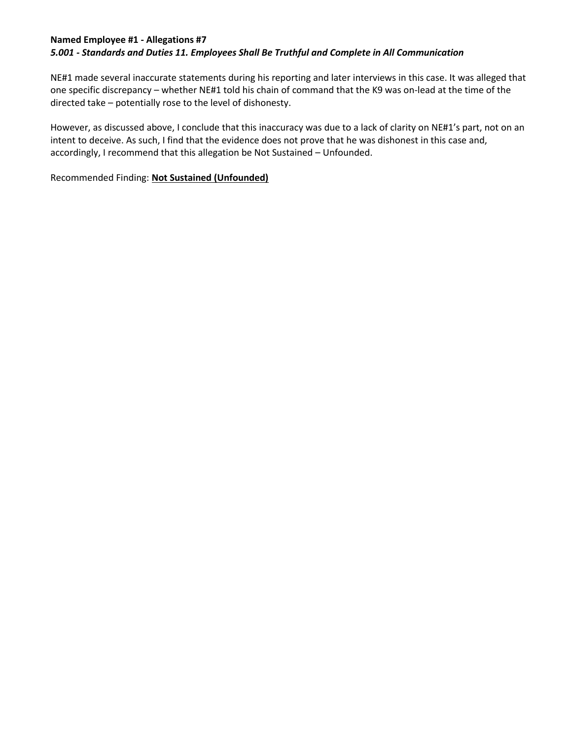**Named Employee #1 - Allegations #7**
***5.001 - Standards and Duties 11. Employees Shall Be Truthful and Complete in All Communication***

NE#1 made several inaccurate statements during his reporting and later interviews in this case. It was alleged that one specific discrepancy – whether NE#1 told his chain of command that the K9 was on-lead at the time of the directed take – potentially rose to the level of dishonesty.

However, as discussed above, I conclude that this inaccuracy was due to a lack of clarity on NE#1's part, not on an intent to deceive. As such, I find that the evidence does not prove that he was dishonest in this case and, accordingly, I recommend that this allegation be Not Sustained – Unfounded.

Recommended Finding: **Not Sustained (Unfounded)**